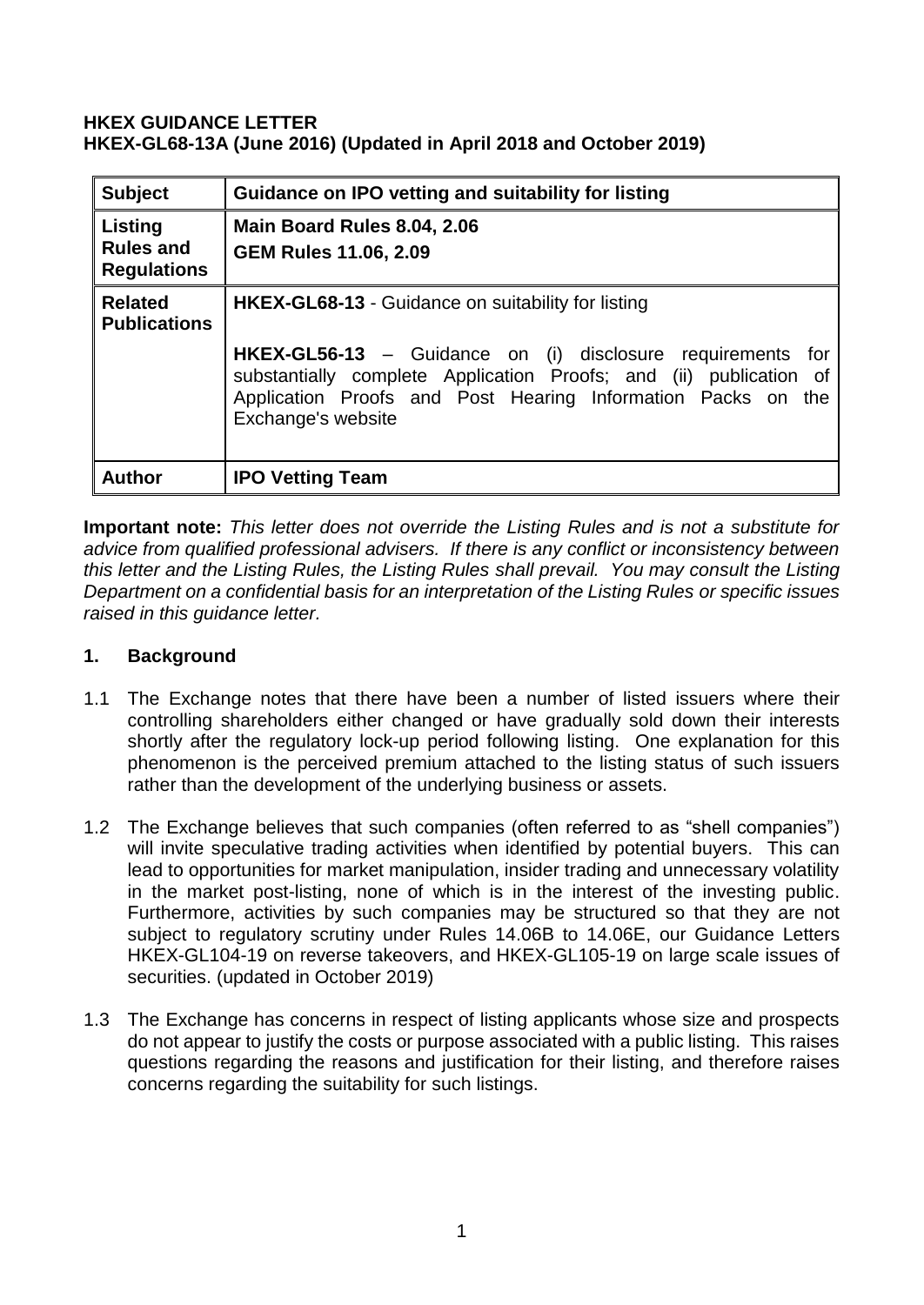**HKEX GUIDANCE LETTER**
**HKEX-GL68-13A (June 2016) (Updated in April 2018 and October 2019)**

| | |
|---|---|
| **Subject** | **Guidance on IPO vetting and suitability for listing** |
| **Listing Rules and Regulations** | **Main Board Rules 8.04, 2.06**<br>**GEM Rules 11.06, 2.09** |
| **Related Publications** | **HKEX-GL68-13** - Guidance on suitability for listing<br><br>**HKEX-GL56-13** – Guidance on (i) disclosure requirements for substantially complete Application Proofs; and (ii) publication of Application Proofs and Post Hearing Information Packs on the Exchange's website |
| **Author** | **IPO Vetting Team** |

**Important note:** *This letter does not override the Listing Rules and is not a substitute for advice from qualified professional advisers. If there is any conflict or inconsistency between this letter and the Listing Rules, the Listing Rules shall prevail. You may consult the Listing Department on a confidential basis for an interpretation of the Listing Rules or specific issues raised in this guidance letter.*

## 1. Background

1.1 The Exchange notes that there have been a number of listed issuers where their controlling shareholders either changed or have gradually sold down their interests shortly after the regulatory lock-up period following listing. One explanation for this phenomenon is the perceived premium attached to the listing status of such issuers rather than the development of the underlying business or assets.

1.2 The Exchange believes that such companies (often referred to as "shell companies") will invite speculative trading activities when identified by potential buyers. This can lead to opportunities for market manipulation, insider trading and unnecessary volatility in the market post-listing, none of which is in the interest of the investing public. Furthermore, activities by such companies may be structured so that they are not subject to regulatory scrutiny under Rules 14.06B to 14.06E, our Guidance Letters HKEX-GL104-19 on reverse takeovers, and HKEX-GL105-19 on large scale issues of securities. (updated in October 2019)

1.3 The Exchange has concerns in respect of listing applicants whose size and prospects do not appear to justify the costs or purpose associated with a public listing. This raises questions regarding the reasons and justification for their listing, and therefore raises concerns regarding the suitability for such listings.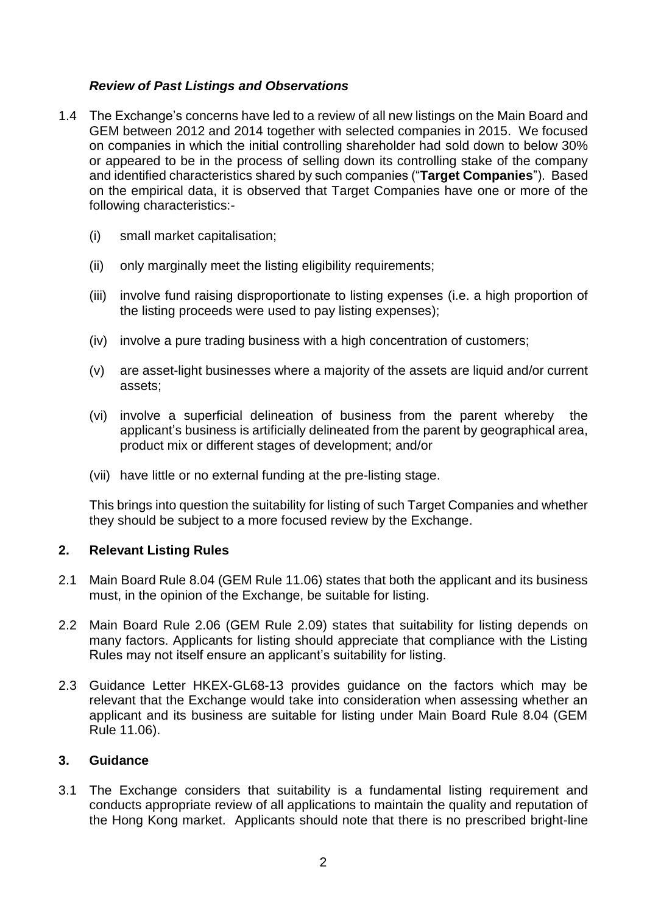### *Review of Past Listings and Observations*

1.4 The Exchange's concerns have led to a review of all new listings on the Main Board and GEM between 2012 and 2014 together with selected companies in 2015. We focused on companies in which the initial controlling shareholder had sold down to below 30% or appeared to be in the process of selling down its controlling stake of the company and identified characteristics shared by such companies ("**Target Companies**"). Based on the empirical data, it is observed that Target Companies have one or more of the following characteristics:-

   (i) small market capitalisation;

   (ii) only marginally meet the listing eligibility requirements;

   (iii) involve fund raising disproportionate to listing expenses (i.e. a high proportion of the listing proceeds were used to pay listing expenses);

   (iv) involve a pure trading business with a high concentration of customers;

   (v) are asset-light businesses where a majority of the assets are liquid and/or current assets;

   (vi) involve a superficial delineation of business from the parent whereby the applicant's business is artificially delineated from the parent by geographical area, product mix or different stages of development; and/or

   (vii) have little or no external funding at the pre-listing stage.

   This brings into question the suitability for listing of such Target Companies and whether they should be subject to a more focused review by the Exchange.

## 2. Relevant Listing Rules

2.1 Main Board Rule 8.04 (GEM Rule 11.06) states that both the applicant and its business must, in the opinion of the Exchange, be suitable for listing.

2.2 Main Board Rule 2.06 (GEM Rule 2.09) states that suitability for listing depends on many factors. Applicants for listing should appreciate that compliance with the Listing Rules may not itself ensure an applicant's suitability for listing.

2.3 Guidance Letter HKEX-GL68-13 provides guidance on the factors which may be relevant that the Exchange would take into consideration when assessing whether an applicant and its business are suitable for listing under Main Board Rule 8.04 (GEM Rule 11.06).

## 3. Guidance

3.1 The Exchange considers that suitability is a fundamental listing requirement and conducts appropriate review of all applications to maintain the quality and reputation of the Hong Kong market. Applicants should note that there is no prescribed bright-line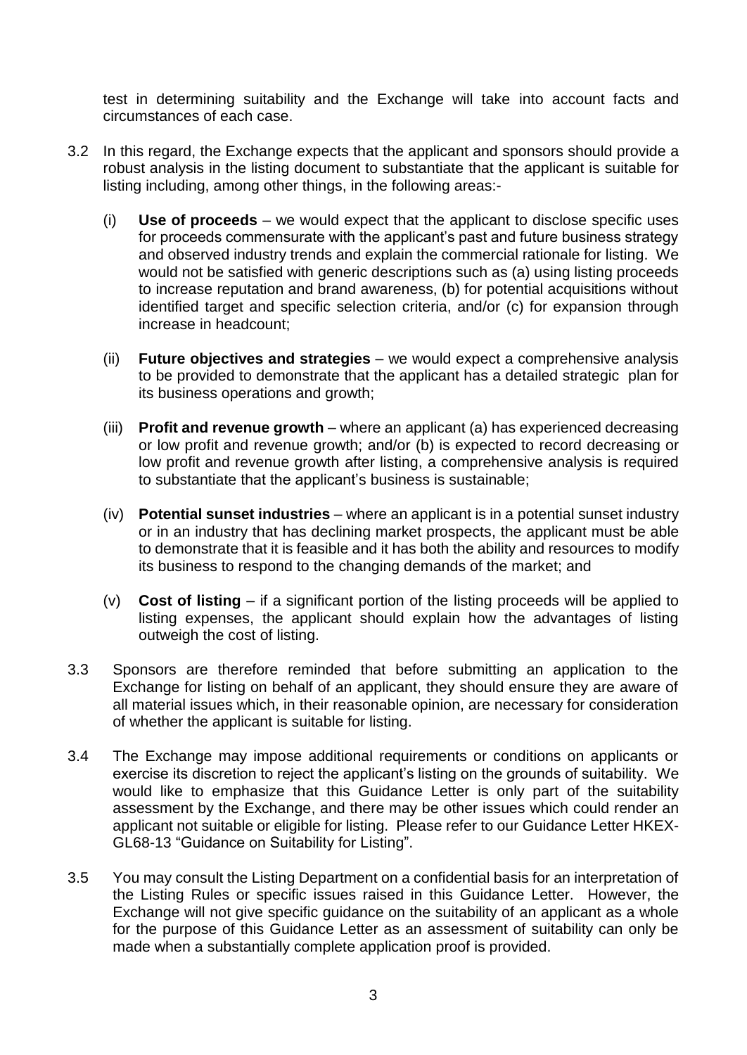test in determining suitability and the Exchange will take into account facts and circumstances of each case.

3.2 In this regard, the Exchange expects that the applicant and sponsors should provide a robust analysis in the listing document to substantiate that the applicant is suitable for listing including, among other things, in the following areas:-

   (i) **Use of proceeds** – we would expect that the applicant to disclose specific uses for proceeds commensurate with the applicant's past and future business strategy and observed industry trends and explain the commercial rationale for listing. We would not be satisfied with generic descriptions such as (a) using listing proceeds to increase reputation and brand awareness, (b) for potential acquisitions without identified target and specific selection criteria, and/or (c) for expansion through increase in headcount;

   (ii) **Future objectives and strategies** – we would expect a comprehensive analysis to be provided to demonstrate that the applicant has a detailed strategic plan for its business operations and growth;

   (iii) **Profit and revenue growth** – where an applicant (a) has experienced decreasing or low profit and revenue growth; and/or (b) is expected to record decreasing or low profit and revenue growth after listing, a comprehensive analysis is required to substantiate that the applicant's business is sustainable;

   (iv) **Potential sunset industries** – where an applicant is in a potential sunset industry or in an industry that has declining market prospects, the applicant must be able to demonstrate that it is feasible and it has both the ability and resources to modify its business to respond to the changing demands of the market; and

   (v) **Cost of listing** – if a significant portion of the listing proceeds will be applied to listing expenses, the applicant should explain how the advantages of listing outweigh the cost of listing.

3.3 Sponsors are therefore reminded that before submitting an application to the Exchange for listing on behalf of an applicant, they should ensure they are aware of all material issues which, in their reasonable opinion, are necessary for consideration of whether the applicant is suitable for listing.

3.4 The Exchange may impose additional requirements or conditions on applicants or exercise its discretion to reject the applicant's listing on the grounds of suitability. We would like to emphasize that this Guidance Letter is only part of the suitability assessment by the Exchange, and there may be other issues which could render an applicant not suitable or eligible for listing. Please refer to our Guidance Letter HKEX-GL68-13 "Guidance on Suitability for Listing".

3.5 You may consult the Listing Department on a confidential basis for an interpretation of the Listing Rules or specific issues raised in this Guidance Letter. However, the Exchange will not give specific guidance on the suitability of an applicant as a whole for the purpose of this Guidance Letter as an assessment of suitability can only be made when a substantially complete application proof is provided.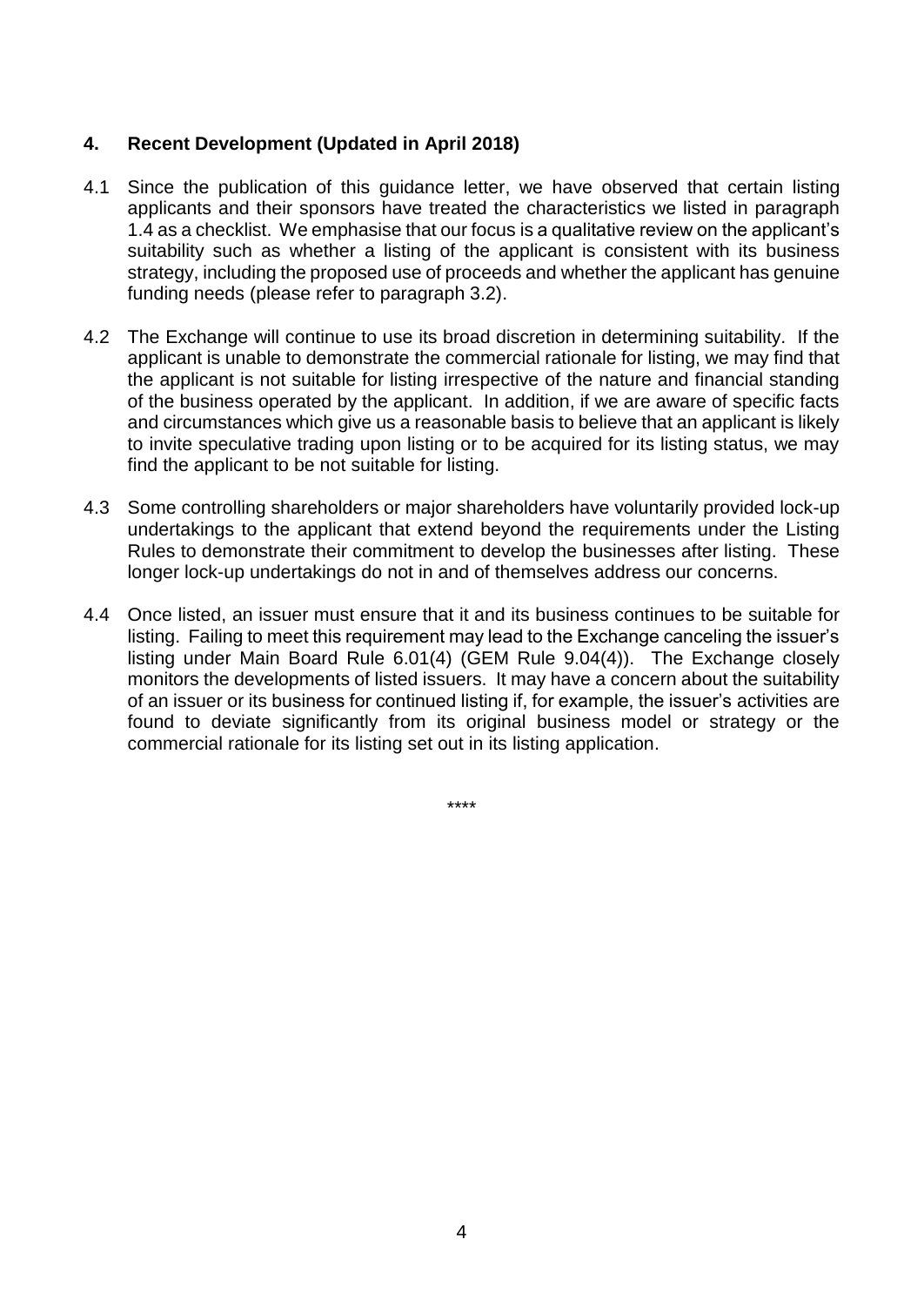## 4. Recent Development (Updated in April 2018)

4.1 Since the publication of this guidance letter, we have observed that certain listing applicants and their sponsors have treated the characteristics we listed in paragraph 1.4 as a checklist. We emphasise that our focus is a qualitative review on the applicant's suitability such as whether a listing of the applicant is consistent with its business strategy, including the proposed use of proceeds and whether the applicant has genuine funding needs (please refer to paragraph 3.2).

4.2 The Exchange will continue to use its broad discretion in determining suitability. If the applicant is unable to demonstrate the commercial rationale for listing, we may find that the applicant is not suitable for listing irrespective of the nature and financial standing of the business operated by the applicant. In addition, if we are aware of specific facts and circumstances which give us a reasonable basis to believe that an applicant is likely to invite speculative trading upon listing or to be acquired for its listing status, we may find the applicant to be not suitable for listing.

4.3 Some controlling shareholders or major shareholders have voluntarily provided lock-up undertakings to the applicant that extend beyond the requirements under the Listing Rules to demonstrate their commitment to develop the businesses after listing. These longer lock-up undertakings do not in and of themselves address our concerns.

4.4 Once listed, an issuer must ensure that it and its business continues to be suitable for listing. Failing to meet this requirement may lead to the Exchange canceling the issuer's listing under Main Board Rule 6.01(4) (GEM Rule 9.04(4)). The Exchange closely monitors the developments of listed issuers. It may have a concern about the suitability of an issuer or its business for continued listing if, for example, the issuer's activities are found to deviate significantly from its original business model or strategy or the commercial rationale for its listing set out in its listing application.

****